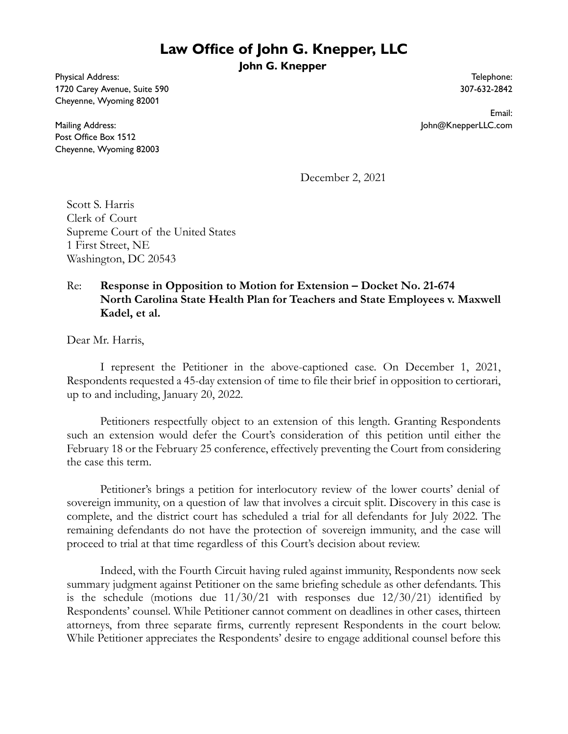# Law Office of John G. Knepper, LLC

**John G. Knepper**

Physical Address:
1720 Carey Avenue, Suite 590
Cheyenne, Wyoming 82001

Telephone:
307-632-2842

Email:
John@KnepperLLC.com

Mailing Address:
Post Office Box 1512
Cheyenne, Wyoming 82003

December 2, 2021

Scott S. Harris
Clerk of Court
Supreme Court of the United States
1 First Street, NE
Washington, DC 20543

Re: **Response in Opposition to Motion for Extension – Docket No. 21-674 North Carolina State Health Plan for Teachers and State Employees v. Maxwell Kadel, et al.**

Dear Mr. Harris,

I represent the Petitioner in the above-captioned case. On December 1, 2021, Respondents requested a 45-day extension of time to file their brief in opposition to certiorari, up to and including, January 20, 2022.

Petitioners respectfully object to an extension of this length. Granting Respondents such an extension would defer the Court's consideration of this petition until either the February 18 or the February 25 conference, effectively preventing the Court from considering the case this term.

Petitioner's brings a petition for interlocutory review of the lower courts' denial of sovereign immunity, on a question of law that involves a circuit split. Discovery in this case is complete, and the district court has scheduled a trial for all defendants for July 2022. The remaining defendants do not have the protection of sovereign immunity, and the case will proceed to trial at that time regardless of this Court's decision about review.

Indeed, with the Fourth Circuit having ruled against immunity, Respondents now seek summary judgment against Petitioner on the same briefing schedule as other defendants. This is the schedule (motions due 11/30/21 with responses due 12/30/21) identified by Respondents' counsel. While Petitioner cannot comment on deadlines in other cases, thirteen attorneys, from three separate firms, currently represent Respondents in the court below. While Petitioner appreciates the Respondents' desire to engage additional counsel before this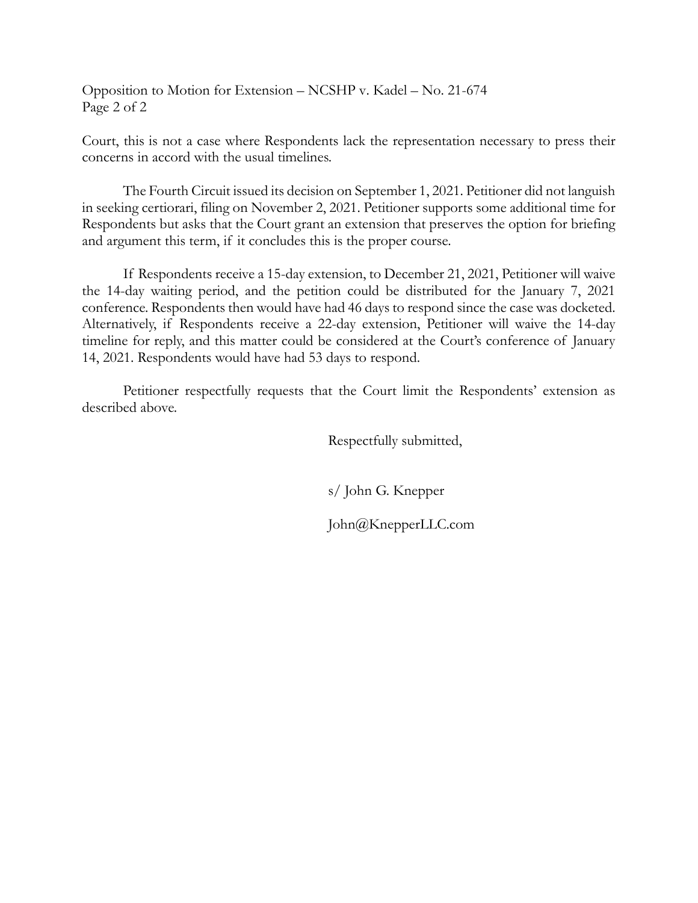Court, this is not a case where Respondents lack the representation necessary to press their concerns in accord with the usual timelines.

The Fourth Circuit issued its decision on September 1, 2021. Petitioner did not languish in seeking certiorari, filing on November 2, 2021. Petitioner supports some additional time for Respondents but asks that the Court grant an extension that preserves the option for briefing and argument this term, if it concludes this is the proper course.

If Respondents receive a 15-day extension, to December 21, 2021, Petitioner will waive the 14-day waiting period, and the petition could be distributed for the January 7, 2021 conference. Respondents then would have had 46 days to respond since the case was docketed. Alternatively, if Respondents receive a 22-day extension, Petitioner will waive the 14-day timeline for reply, and this matter could be considered at the Court's conference of January 14, 2021. Respondents would have had 53 days to respond.

Petitioner respectfully requests that the Court limit the Respondents' extension as described above.

Respectfully submitted,

s/ John G. Knepper

John@KnepperLLC.com